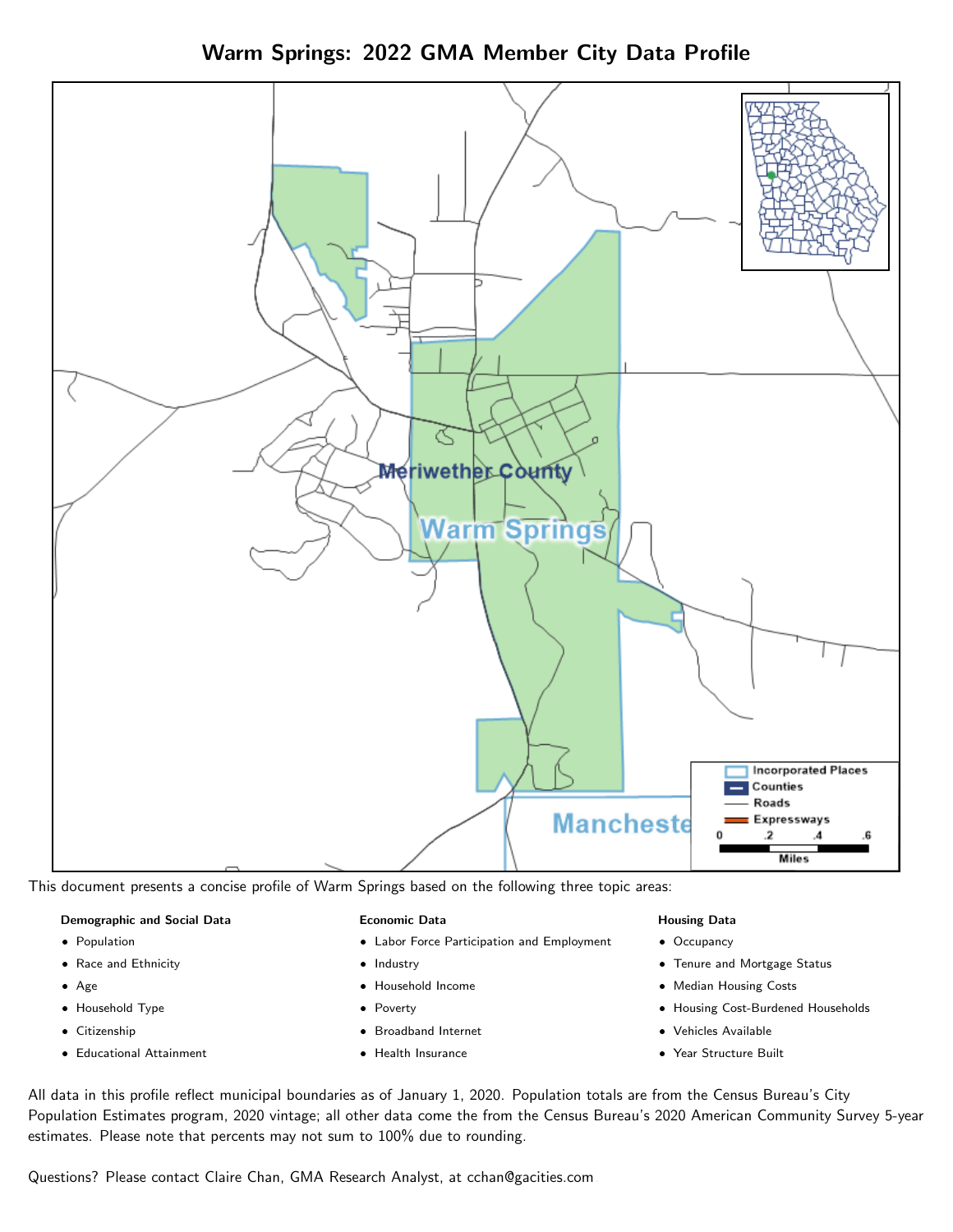# Warm Springs: 2022 GMA Member City Data Profile

This document presents a concise profile of Warm Springs based on the following three topic areas:

**Demographic and Social Data**

- Population
- Race and Ethnicity
- Age
- Household Type
- Citizenship
- Educational Attainment

**Economic Data**

- Labor Force Participation and Employment
- Industry
- Household Income
- Poverty
- Broadband Internet
- Health Insurance

**Housing Data**

- Occupancy
- Tenure and Mortgage Status
- Median Housing Costs
- Housing Cost-Burdened Households
- Vehicles Available
- Year Structure Built

All data in this profile reflect municipal boundaries as of January 1, 2020. Population totals are from the Census Bureau's City Population Estimates program, 2020 vintage; all other data come the from the Census Bureau's 2020 American Community Survey 5-year estimates. Please note that percents may not sum to 100% due to rounding.

Questions? Please contact Claire Chan, GMA Research Analyst, at cchan@gacities.com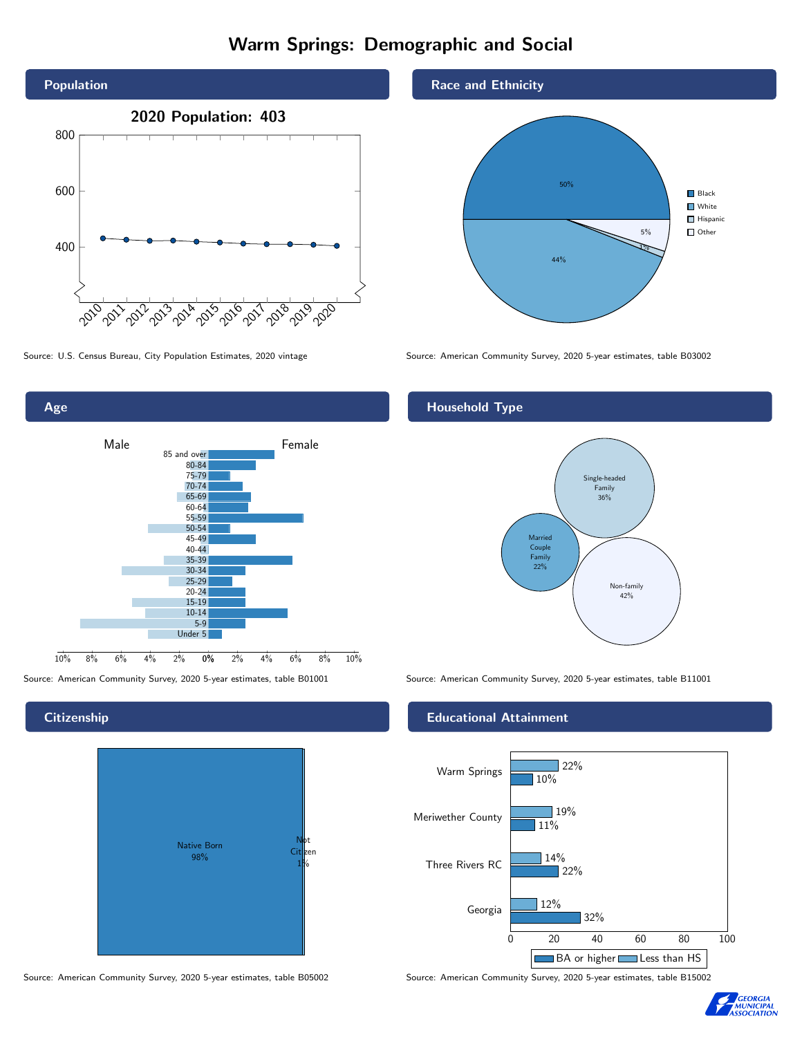# Warm Springs: Demographic and Social

## Population

**2020 Population: 403**

Source: U.S. Census Bureau, City Population Estimates, 2020 vintage

## Race and Ethnicity

| Race/Ethnicity | Percent |
|---|---|
| Black | 50% |
| White | 44% |
| Hispanic | 1% |
| Other | 5% |

Source: American Community Survey, 2020 5-year estimates, table B03002

## Age

Male / Female

Age groups: 85 and over, 80-84, 75-79, 70-74, 65-69, 60-64, 55-59, 50-54, 45-49, 40-44, 35-39, 30-34, 25-29, 20-24, 15-19, 10-14, 5-9, Under 5

Source: American Community Survey, 2020 5-year estimates, table B01001

## Household Type

| Household Type | Percent |
|---|---|
| Single-headed Family | 36% |
| Married Couple Family | 22% |
| Non-family | 42% |

Source: American Community Survey, 2020 5-year estimates, table B11001

## Citizenship

| Citizenship | Percent |
|---|---|
| Native Born | 98% |
| Not Citizen | 1% |

Source: American Community Survey, 2020 5-year estimates, table B05002

## Educational Attainment

| | Less than HS | BA or higher |
|---|---|---|
| Warm Springs | 22% | 10% |
| Meriwether County | 19% | 11% |
| Three Rivers RC | 14% | 22% |
| Georgia | 12% | 32% |

Source: American Community Survey, 2020 5-year estimates, table B15002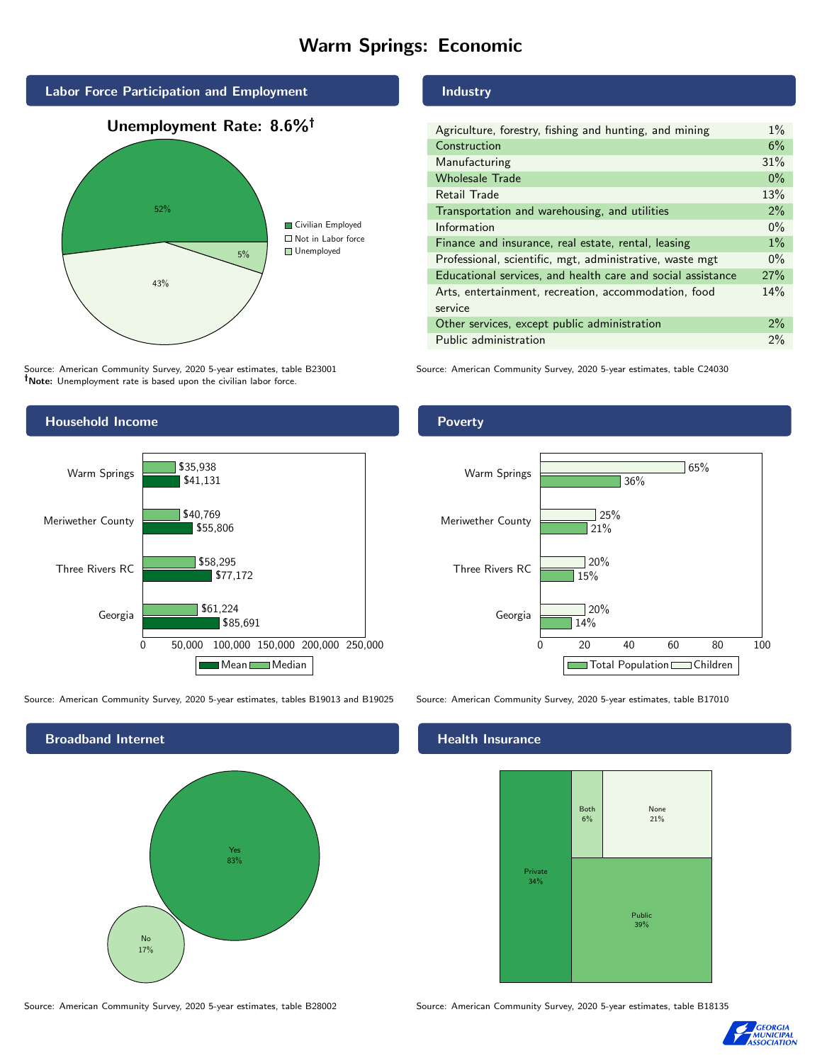# Warm Springs: Economic

## Labor Force Participation and Employment

**Unemployment Rate: 8.6%†**

| Category | Percent |
|---|---|
| Civilian Employed | 52% |
| Not in Labor force | 43% |
| Unemployed | 5% |

Source: American Community Survey, 2020 5-year estimates, table B23001
**†Note:** Unemployment rate is based upon the civilian labor force.

## Industry

| Industry | Percent |
|---|---|
| Agriculture, forestry, fishing and hunting, and mining | 1% |
| Construction | 6% |
| Manufacturing | 31% |
| Wholesale Trade | 0% |
| Retail Trade | 13% |
| Transportation and warehousing, and utilities | 2% |
| Information | 0% |
| Finance and insurance, real estate, rental, leasing | 1% |
| Professional, scientific, mgt, administrative, waste mgt | 0% |
| Educational services, and health care and social assistance | 27% |
| Arts, entertainment, recreation, accommodation, food service | 14% |
| Other services, except public administration | 2% |
| Public administration | 2% |

Source: American Community Survey, 2020 5-year estimates, table C24030

## Household Income

| Area | Median | Mean |
|---|---|---|
| Warm Springs | $35,938 | $41,131 |
| Meriwether County | $40,769 | $55,806 |
| Three Rivers RC | $58,295 | $77,172 |
| Georgia | $61,224 | $85,691 |

Source: American Community Survey, 2020 5-year estimates, tables B19013 and B19025

## Poverty

| Area | Children | Total Population |
|---|---|---|
| Warm Springs | 65% | 36% |
| Meriwether County | 25% | 21% |
| Three Rivers RC | 20% | 15% |
| Georgia | 20% | 14% |

Source: American Community Survey, 2020 5-year estimates, table B17010

## Broadband Internet

| Response | Percent |
|---|---|
| Yes | 83% |
| No | 17% |

Source: American Community Survey, 2020 5-year estimates, table B28002

## Health Insurance

| Type | Percent |
|---|---|
| Private | 34% |
| Public | 39% |
| Both | 6% |
| None | 21% |

Source: American Community Survey, 2020 5-year estimates, table B18135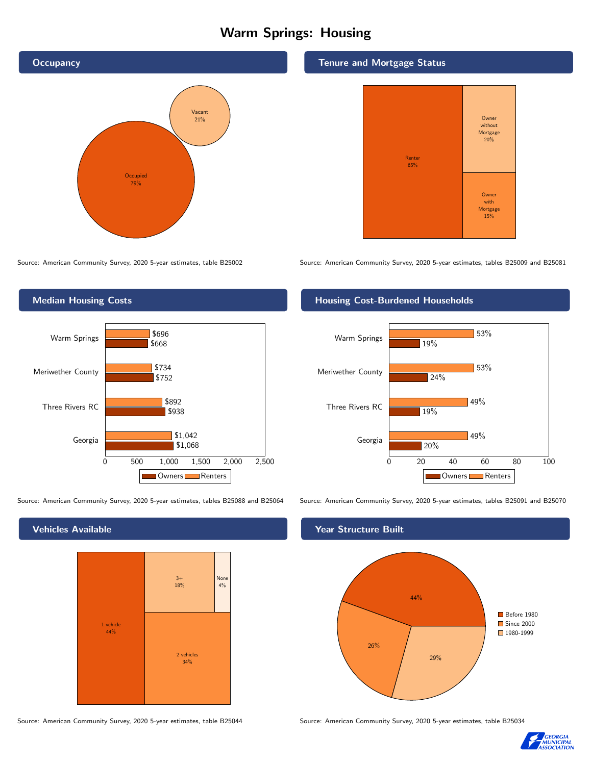# Warm Springs: Housing

## Occupancy

Vacant
21%

Occupied
79%

Source: American Community Survey, 2020 5-year estimates, table B25002

## Tenure and Mortgage Status

Renter
65%

Owner without Mortgage
20%

Owner with Mortgage
15%

Source: American Community Survey, 2020 5-year estimates, tables B25009 and B25081

## Median Housing Costs

Warm Springs
$696
$668

Meriwether County
$734
$752

Three Rivers RC
$892
$938

Georgia
$1,042
$1,068

0 500 1,000 1,500 2,000 2,500

Owners Renters

Source: American Community Survey, 2020 5-year estimates, tables B25088 and B25064

## Housing Cost-Burdened Households

Warm Springs
53%
19%

Meriwether County
53%
24%

Three Rivers RC
49%
19%

Georgia
49%
20%

0 20 40 60 80 100

Owners Renters

Source: American Community Survey, 2020 5-year estimates, tables B25091 and B25070

## Vehicles Available

1 vehicle
44%

3+
18%

None
4%

2 vehicles
34%

Source: American Community Survey, 2020 5-year estimates, table B25044

## Year Structure Built

44%

26%

29%

Before 1980
Since 2000
1980-1999

Source: American Community Survey, 2020 5-year estimates, table B25034